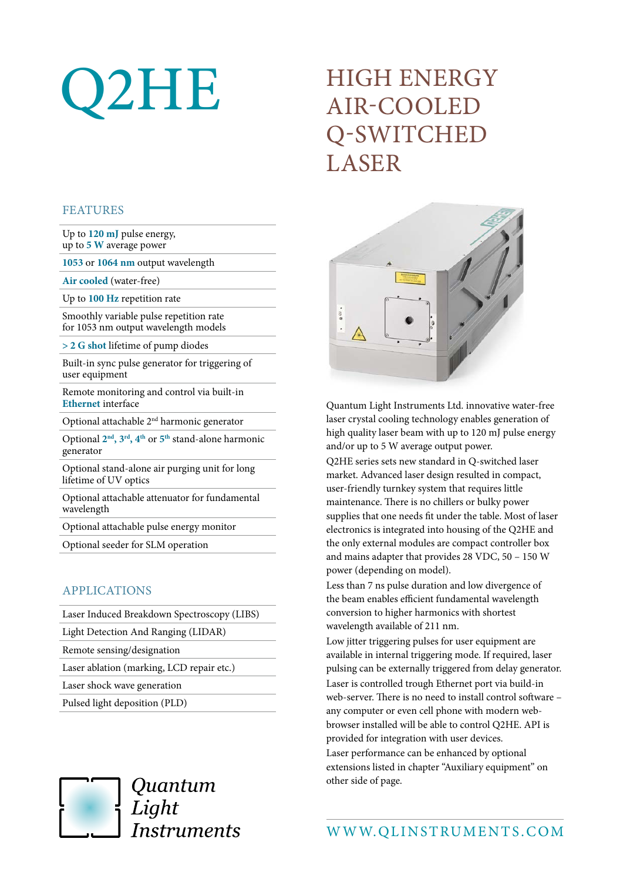# Q2HE

# HIGH ENERGY AIR-COOLED Q-SWITCHED LASER

## FEATURES

- Up to **120 mJ** pulse energy, up to **5 W** average power
- **1053** or **1064 nm** output wavelength
- **Air cooled** (water-free)
- Up to **100 Hz** repetition rate
- Smoothly variable pulse repetition rate for 1053 nm output wavelength models
- **> 2 G shot** lifetime of pump diodes
- Built-in sync pulse generator for triggering of user equipment
- Remote monitoring and control via built-in **Ethernet** interface
- Optional attachable 2nd harmonic generator
- Optional **2nd**, **3rd**, **4th** or **5th** stand-alone harmonic generator
- Optional stand-alone air purging unit for long lifetime of UV optics
- Optional attachable attenuator for fundamental wavelength
- Optional attachable pulse energy monitor
- Optional seeder for SLM operation

## APPLICATIONS

- Laser Induced Breakdown Spectroscopy (LIBS)
- Light Detection And Ranging (LIDAR)
- Remote sensing/designation
- Laser ablation (marking, LCD repair etc.)
- Laser shock wave generation
- Pulsed light deposition (PLD)

Quantum Light Instruments Ltd. innovative water-free laser crystal cooling technology enables generation of high quality laser beam with up to 120 mJ pulse energy and/or up to 5 W average output power.

Q2HE series sets new standard in Q-switched laser market. Advanced laser design resulted in compact, user-friendly turnkey system that requires little maintenance. There is no chillers or bulky power supplies that one needs fit under the table. Most of laser electronics is integrated into housing of the Q2HE and the only external modules are compact controller box and mains adapter that provides 28 VDC, 50 – 150 W power (depending on model).

Less than 7 ns pulse duration and low divergence of the beam enables efficient fundamental wavelength conversion to higher harmonics with shortest wavelength available of 211 nm.

Low jitter triggering pulses for user equipment are available in internal triggering mode. If required, laser pulsing can be externally triggered from delay generator.

Laser is controlled trough Ethernet port via build-in web-server. There is no need to install control software – any computer or even cell phone with modern web-browser installed will be able to control Q2HE. API is provided for integration with user devices.

Laser performance can be enhanced by optional extensions listed in chapter "Auxiliary equipment" on other side of page.

*Quantum Light Instruments*

WWW.QLINSTRUMENTS.COM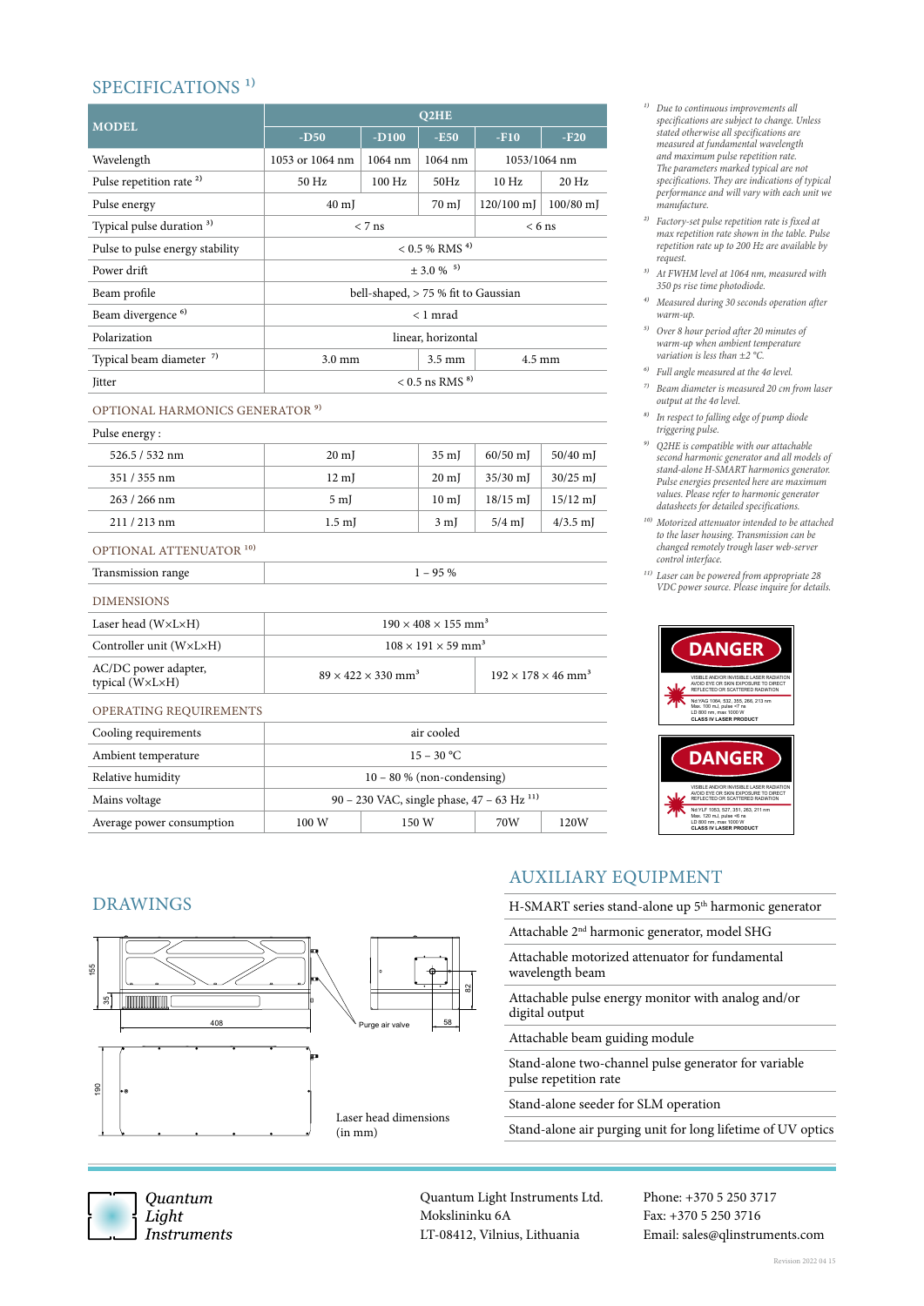## SPECIFICATIONS [1]

| MODEL | Q2HE | | | | |
|---|---|---|---|---|---|
| | -D50 | -D100 | -E50 | -F10 | -F20 |
| Wavelength | 1053 or 1064 nm | 1064 nm | 1064 nm | 1053/1064 nm | |
| Pulse repetition rate [2] | 50 Hz | 100 Hz | 50Hz | 10 Hz | 20 Hz |
| Pulse energy | 40 mJ | | 70 mJ | 120/100 mJ | 100/80 mJ |
| Typical pulse duration [3] | < 7 ns | | | < 6 ns | |
| Pulse to pulse energy stability | < 0.5 % RMS [4] | | | | |
| Power drift | ± 3.0 % [5] | | | | |
| Beam profile | bell-shaped, > 75 % fit to Gaussian | | | | |
| Beam divergence [6] | < 1 mrad | | | | |
| Polarization | linear, horizontal | | | | |
| Typical beam diameter [7] | 3.0 mm | | 3.5 mm | 4.5 mm | |
| Jitter | < 0.5 ns RMS [8] | | | | |
| **OPTIONAL HARMONICS GENERATOR [9]** | | | | | |
| Pulse energy : | | | | | |
| 526.5 / 532 nm | 20 mJ | | 35 mJ | 60/50 mJ | 50/40 mJ |
| 351 / 355 nm | 12 mJ | | 20 mJ | 35/30 mJ | 30/25 mJ |
| 263 / 266 nm | 5 mJ | | 10 mJ | 18/15 mJ | 15/12 mJ |
| 211 / 213 nm | 1.5 mJ | | 3 mJ | 5/4 mJ | 4/3.5 mJ |
| **OPTIONAL ATTENUATOR [10]** | | | | | |
| Transmission range | 1 – 95 % | | | | |
| **DIMENSIONS** | | | | | |
| Laser head (W×L×H) | 190 × 408 × 155 mm³ | | | | |
| Controller unit (W×L×H) | 108 × 191 × 59 mm³ | | | | |
| AC/DC power adapter, typical (W×L×H) | 89 × 422 × 330 mm³ | | | 192 × 178 × 46 mm³ | |
| **OPERATING REQUIREMENTS** | | | | | |
| Cooling requirements | air cooled | | | | |
| Ambient temperature | 15 – 30 °C | | | | |
| Relative humidity | 10 – 80 % (non-condensing) | | | | |
| Mains voltage | 90 – 230 VAC, single phase, 47 – 63 Hz [11] | | | | |
| Average power consumption | 100 W | 150 W | | 70W | 120W |

*[1] Due to continuous improvements all specifications are subject to change. Unless stated otherwise all specifications are measured at fundamental wavelength and maximum pulse repetition rate. The parameters marked typical are not specifications. They are indications of typical performance and will vary with each unit we manufacture.*

*[2] Factory-set pulse repetition rate is fixed at max repetition rate shown in the table. Pulse repetition rate up to 200 Hz are available by request.*

*[3] At FWHM level at 1064 nm, measured with 350 ps rise time photodiode.*

*[4] Measured during 30 seconds operation after warm-up.*

*[5] Over 8 hour period after 20 minutes of warm-up when ambient temperature variation is less than ±2 °C.*

*[6] Full angle measured at the 4σ level.*

*[7] Beam diameter is measured 20 cm from laser output at the 4σ level.*

*[8] In respect to falling edge of pump diode triggering pulse.*

*[9] Q2HE is compatible with our attachable second harmonic generator and all models of stand-alone H-SMART harmonics generator. Pulse energies presented here are maximum values. Please refer to harmonic generator datasheets for detailed specifications.*

*[10] Motorized attenuator intended to be attached to the laser housing. Transmission can be changed remotely trough laser web-server control interface.*

*[11] Laser can be powered from appropriate 28 VDC power source. Please inquire for details.*

DANGER
VISIBLE AND/OR INVISIBLE LASER RADIATION
AVOID EYE OR SKIN EXPOSURE TO DIRECT REFLECTED OR SCATTERED RADIATION
Nd:YAG 1064, 532, 355, 266, 213 nm
Max. 100 mJ, pulse <7 ns
LD 800 nm, max 1000 W
CLASS IV LASER PRODUCT

DANGER
VISIBLE AND/OR INVISIBLE LASER RADIATION
AVOID EYE OR SKIN EXPOSURE TO DIRECT REFLECTED OR SCATTERED RADIATION
Nd:YLF 1053, 527, 351, 263, 211 nm
Max. 120 mJ, pulse <6 ns
LD 800 nm, max 1000 W
CLASS IV LASER PRODUCT

## DRAWINGS

155
35
408
Purge air valve
82
58
190

Laser head dimensions (in mm)

## AUXILIARY EQUIPMENT

| | |
|---|---|
| H-SMART series stand-alone up 5th harmonic generator | |
| Attachable 2nd harmonic generator, model SHG | |
| Attachable motorized attenuator for fundamental wavelength beam | |
| Attachable pulse energy monitor with analog and/or digital output | |
| Attachable beam guiding module | |
| Stand-alone two-channel pulse generator for variable pulse repetition rate | |
| Stand-alone seeder for SLM operation | |
| Stand-alone air purging unit for long lifetime of UV optics | |

*Quantum Light Instruments*

Quantum Light Instruments Ltd.
Mokslininku 6A
LT-08412, Vilnius, Lithuania

Phone: +370 5 250 3717
Fax: +370 5 250 3716
Email: sales@qlinstruments.com

Revision 2022 04 15